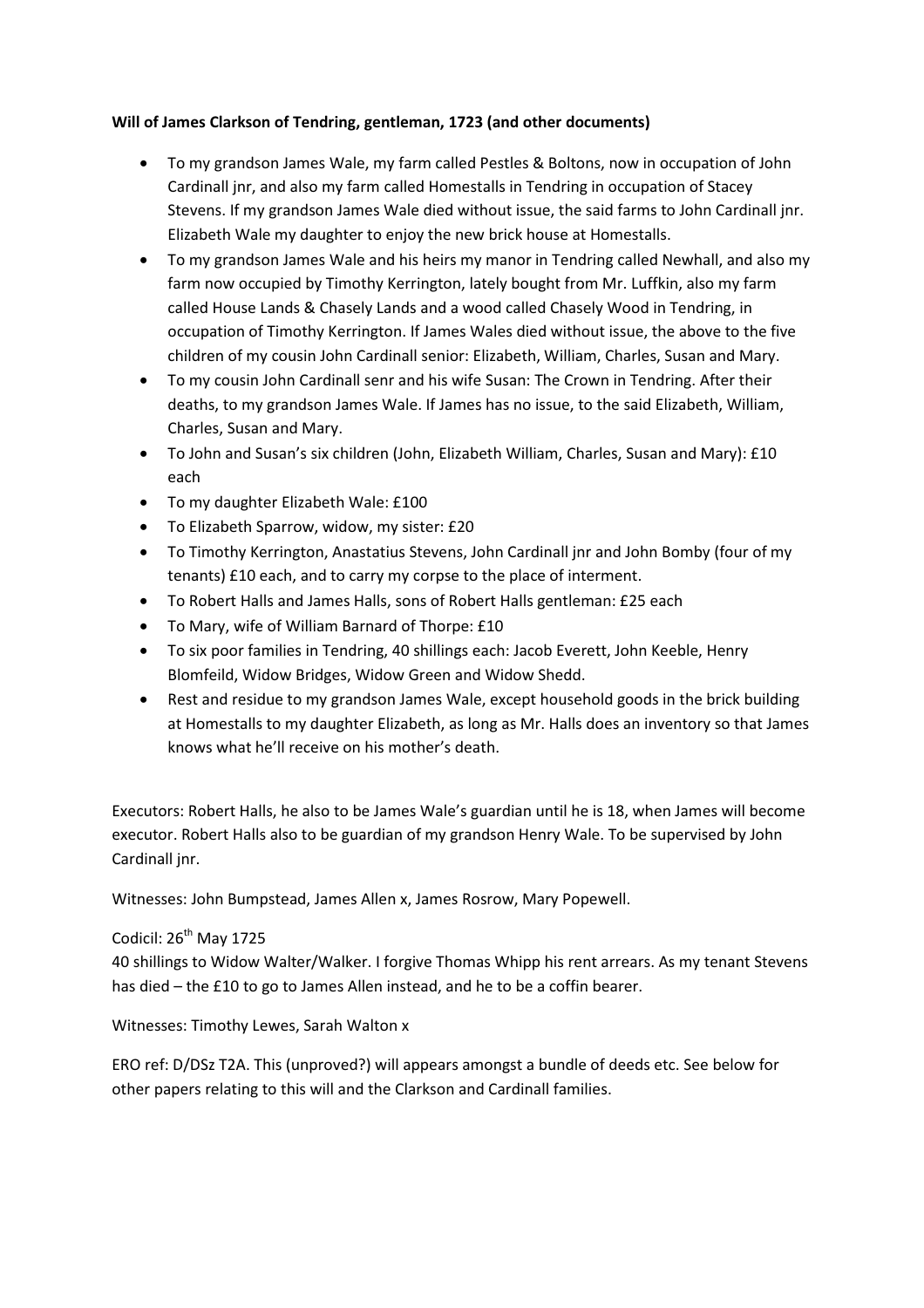**Will of James Clarkson of Tendring, gentleman, 1723 (and other documents)**

- To my grandson James Wale, my farm called Pestles & Boltons, now in occupation of John Cardinall jnr, and also my farm called Homestalls in Tendring in occupation of Stacey Stevens. If my grandson James Wale died without issue, the said farms to John Cardinall jnr. Elizabeth Wale my daughter to enjoy the new brick house at Homestalls.
- To my grandson James Wale and his heirs my manor in Tendring called Newhall, and also my farm now occupied by Timothy Kerrington, lately bought from Mr. Luffkin, also my farm called House Lands & Chasely Lands and a wood called Chasely Wood in Tendring, in occupation of Timothy Kerrington. If James Wales died without issue, the above to the five children of my cousin John Cardinall senior: Elizabeth, William, Charles, Susan and Mary.
- To my cousin John Cardinall senr and his wife Susan: The Crown in Tendring. After their deaths, to my grandson James Wale. If James has no issue, to the said Elizabeth, William, Charles, Susan and Mary.
- To John and Susan's six children (John, Elizabeth William, Charles, Susan and Mary): £10 each
- To my daughter Elizabeth Wale: £100
- To Elizabeth Sparrow, widow, my sister: £20
- To Timothy Kerrington, Anastatius Stevens, John Cardinall jnr and John Bomby (four of my tenants) £10 each, and to carry my corpse to the place of interment.
- To Robert Halls and James Halls, sons of Robert Halls gentleman: £25 each
- To Mary, wife of William Barnard of Thorpe: £10
- To six poor families in Tendring, 40 shillings each: Jacob Everett, John Keeble, Henry Blomfeild, Widow Bridges, Widow Green and Widow Shedd.
- Rest and residue to my grandson James Wale, except household goods in the brick building at Homestalls to my daughter Elizabeth, as long as Mr. Halls does an inventory so that James knows what he'll receive on his mother's death.

Executors: Robert Halls, he also to be James Wale's guardian until he is 18, when James will become executor. Robert Halls also to be guardian of my grandson Henry Wale. To be supervised by John Cardinall jnr.

Witnesses: John Bumpstead, James Allen x, James Rosrow, Mary Popewell.

Codicil: 26th May 1725

40 shillings to Widow Walter/Walker. I forgive Thomas Whipp his rent arrears. As my tenant Stevens has died – the £10 to go to James Allen instead, and he to be a coffin bearer.

Witnesses: Timothy Lewes, Sarah Walton x

ERO ref: D/DSz T2A. This (unproved?) will appears amongst a bundle of deeds etc. See below for other papers relating to this will and the Clarkson and Cardinall families.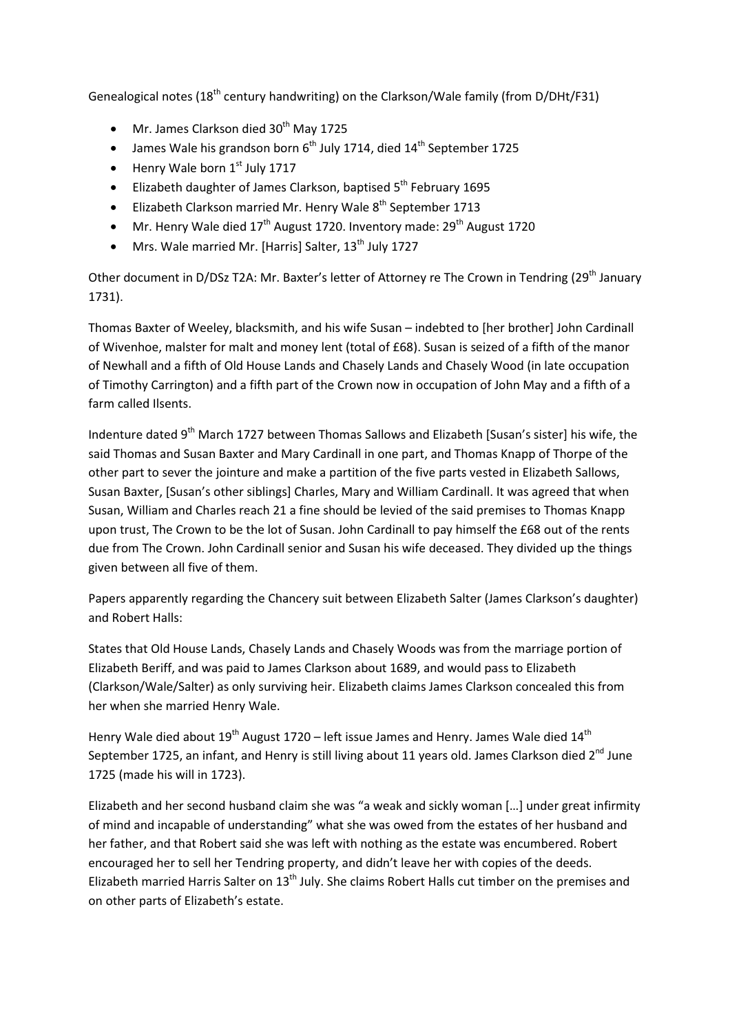Genealogical notes (18th century handwriting) on the Clarkson/Wale family (from D/DHt/F31)

- Mr. James Clarkson died 30th May 1725
- James Wale his grandson born 6th July 1714, died 14th September 1725
- Henry Wale born 1st July 1717
- Elizabeth daughter of James Clarkson, baptised 5th February 1695
- Elizabeth Clarkson married Mr. Henry Wale 8th September 1713
- Mr. Henry Wale died 17th August 1720. Inventory made: 29th August 1720
- Mrs. Wale married Mr. [Harris] Salter, 13th July 1727

Other document in D/DSz T2A: Mr. Baxter's letter of Attorney re The Crown in Tendring (29th January 1731).

Thomas Baxter of Weeley, blacksmith, and his wife Susan – indebted to [her brother] John Cardinall of Wivenhoe, malster for malt and money lent (total of £68). Susan is seized of a fifth of the manor of Newhall and a fifth of Old House Lands and Chasely Lands and Chasely Wood (in late occupation of Timothy Carrington) and a fifth part of the Crown now in occupation of John May and a fifth of a farm called Ilsents.

Indenture dated 9th March 1727 between Thomas Sallows and Elizabeth [Susan's sister] his wife, the said Thomas and Susan Baxter and Mary Cardinall in one part, and Thomas Knapp of Thorpe of the other part to sever the jointure and make a partition of the five parts vested in Elizabeth Sallows, Susan Baxter, [Susan's other siblings] Charles, Mary and William Cardinall. It was agreed that when Susan, William and Charles reach 21 a fine should be levied of the said premises to Thomas Knapp upon trust, The Crown to be the lot of Susan. John Cardinall to pay himself the £68 out of the rents due from The Crown. John Cardinall senior and Susan his wife deceased. They divided up the things given between all five of them.

Papers apparently regarding the Chancery suit between Elizabeth Salter (James Clarkson's daughter) and Robert Halls:

States that Old House Lands, Chasely Lands and Chasely Woods was from the marriage portion of Elizabeth Beriff, and was paid to James Clarkson about 1689, and would pass to Elizabeth (Clarkson/Wale/Salter) as only surviving heir. Elizabeth claims James Clarkson concealed this from her when she married Henry Wale.

Henry Wale died about 19th August 1720 – left issue James and Henry. James Wale died 14th September 1725, an infant, and Henry is still living about 11 years old. James Clarkson died 2nd June 1725 (made his will in 1723).

Elizabeth and her second husband claim she was "a weak and sickly woman […] under great infirmity of mind and incapable of understanding" what she was owed from the estates of her husband and her father, and that Robert said she was left with nothing as the estate was encumbered. Robert encouraged her to sell her Tendring property, and didn't leave her with copies of the deeds. Elizabeth married Harris Salter on 13th July. She claims Robert Halls cut timber on the premises and on other parts of Elizabeth's estate.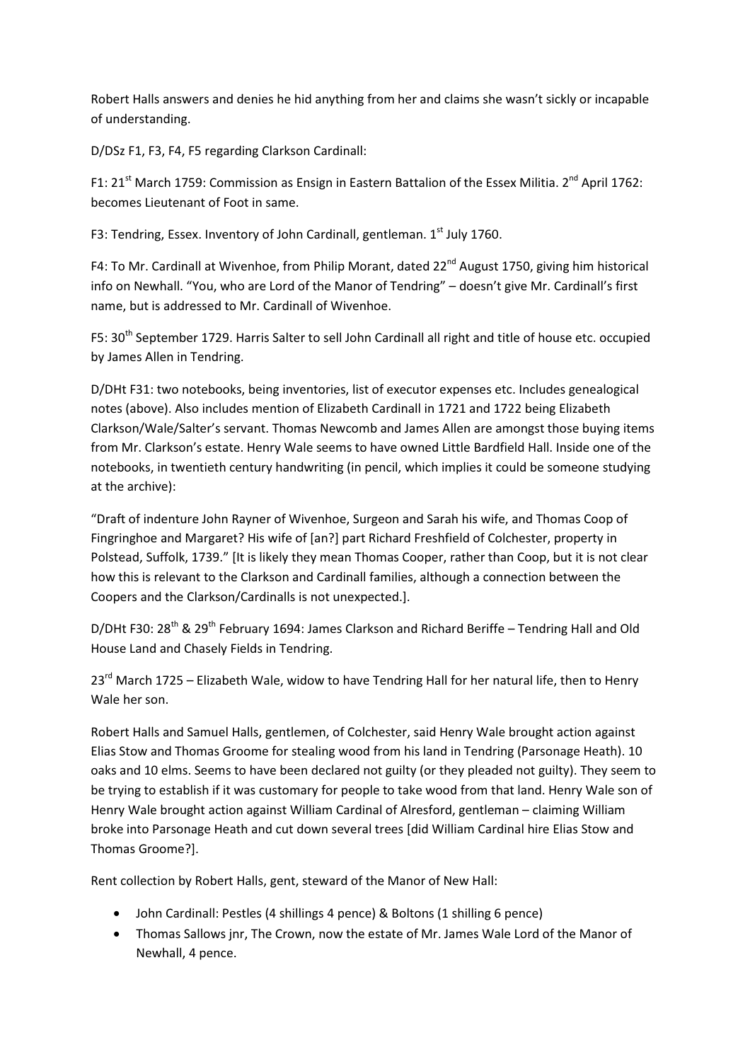Robert Halls answers and denies he hid anything from her and claims she wasn't sickly or incapable of understanding.

D/DSz F1, F3, F4, F5 regarding Clarkson Cardinall:

F1: 21st March 1759: Commission as Ensign in Eastern Battalion of the Essex Militia. 2nd April 1762: becomes Lieutenant of Foot in same.

F3: Tendring, Essex. Inventory of John Cardinall, gentleman. 1st July 1760.

F4: To Mr. Cardinall at Wivenhoe, from Philip Morant, dated 22nd August 1750, giving him historical info on Newhall. "You, who are Lord of the Manor of Tendring" – doesn't give Mr. Cardinall's first name, but is addressed to Mr. Cardinall of Wivenhoe.

F5: 30th September 1729. Harris Salter to sell John Cardinall all right and title of house etc. occupied by James Allen in Tendring.

D/DHt F31: two notebooks, being inventories, list of executor expenses etc. Includes genealogical notes (above). Also includes mention of Elizabeth Cardinall in 1721 and 1722 being Elizabeth Clarkson/Wale/Salter's servant. Thomas Newcomb and James Allen are amongst those buying items from Mr. Clarkson's estate. Henry Wale seems to have owned Little Bardfield Hall. Inside one of the notebooks, in twentieth century handwriting (in pencil, which implies it could be someone studying at the archive):

"Draft of indenture John Rayner of Wivenhoe, Surgeon and Sarah his wife, and Thomas Coop of Fingringhoe and Margaret? His wife of [an?] part Richard Freshfield of Colchester, property in Polstead, Suffolk, 1739." [It is likely they mean Thomas Cooper, rather than Coop, but it is not clear how this is relevant to the Clarkson and Cardinall families, although a connection between the Coopers and the Clarkson/Cardinalls is not unexpected.].

D/DHt F30: 28th & 29th February 1694: James Clarkson and Richard Beriffe – Tendring Hall and Old House Land and Chasely Fields in Tendring.

23rd March 1725 – Elizabeth Wale, widow to have Tendring Hall for her natural life, then to Henry Wale her son.

Robert Halls and Samuel Halls, gentlemen, of Colchester, said Henry Wale brought action against Elias Stow and Thomas Groome for stealing wood from his land in Tendring (Parsonage Heath). 10 oaks and 10 elms. Seems to have been declared not guilty (or they pleaded not guilty). They seem to be trying to establish if it was customary for people to take wood from that land. Henry Wale son of Henry Wale brought action against William Cardinal of Alresford, gentleman – claiming William broke into Parsonage Heath and cut down several trees [did William Cardinal hire Elias Stow and Thomas Groome?].

Rent collection by Robert Halls, gent, steward of the Manor of New Hall:

- John Cardinall: Pestles (4 shillings 4 pence) & Boltons (1 shilling 6 pence)
- Thomas Sallows jnr, The Crown, now the estate of Mr. James Wale Lord of the Manor of Newhall, 4 pence.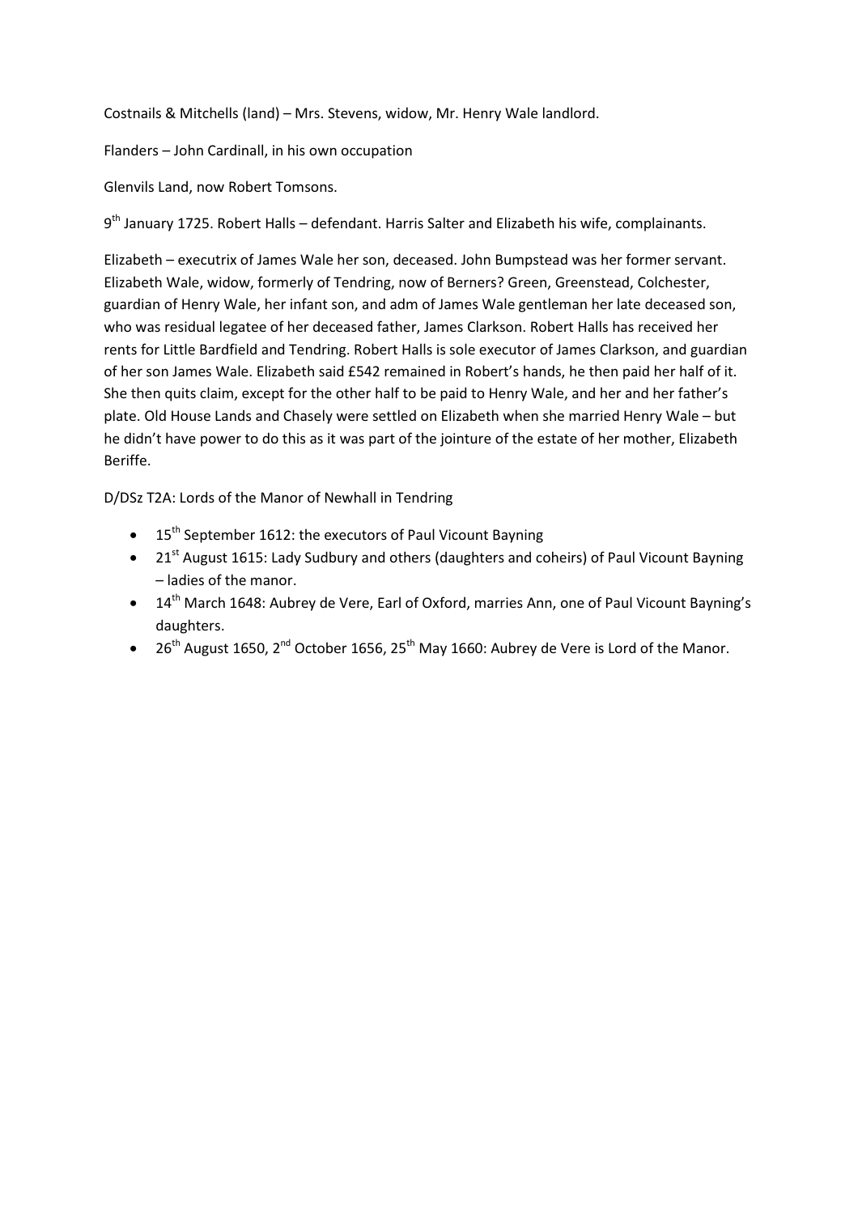Costnails & Mitchells (land) – Mrs. Stevens, widow, Mr. Henry Wale landlord.

Flanders – John Cardinall, in his own occupation

Glenvils Land, now Robert Tomsons.

9th January 1725. Robert Halls – defendant. Harris Salter and Elizabeth his wife, complainants.

Elizabeth – executrix of James Wale her son, deceased. John Bumpstead was her former servant. Elizabeth Wale, widow, formerly of Tendring, now of Berners? Green, Greenstead, Colchester, guardian of Henry Wale, her infant son, and adm of James Wale gentleman her late deceased son, who was residual legatee of her deceased father, James Clarkson. Robert Halls has received her rents for Little Bardfield and Tendring. Robert Halls is sole executor of James Clarkson, and guardian of her son James Wale. Elizabeth said £542 remained in Robert's hands, he then paid her half of it. She then quits claim, except for the other half to be paid to Henry Wale, and her and her father's plate. Old House Lands and Chasely were settled on Elizabeth when she married Henry Wale – but he didn't have power to do this as it was part of the jointure of the estate of her mother, Elizabeth Beriffe.

D/DSz T2A: Lords of the Manor of Newhall in Tendring

- 15th September 1612: the executors of Paul Vicount Bayning
- 21st August 1615: Lady Sudbury and others (daughters and coheirs) of Paul Vicount Bayning – ladies of the manor.
- 14th March 1648: Aubrey de Vere, Earl of Oxford, marries Ann, one of Paul Vicount Bayning's daughters.
- 26th August 1650, 2nd October 1656, 25th May 1660: Aubrey de Vere is Lord of the Manor.